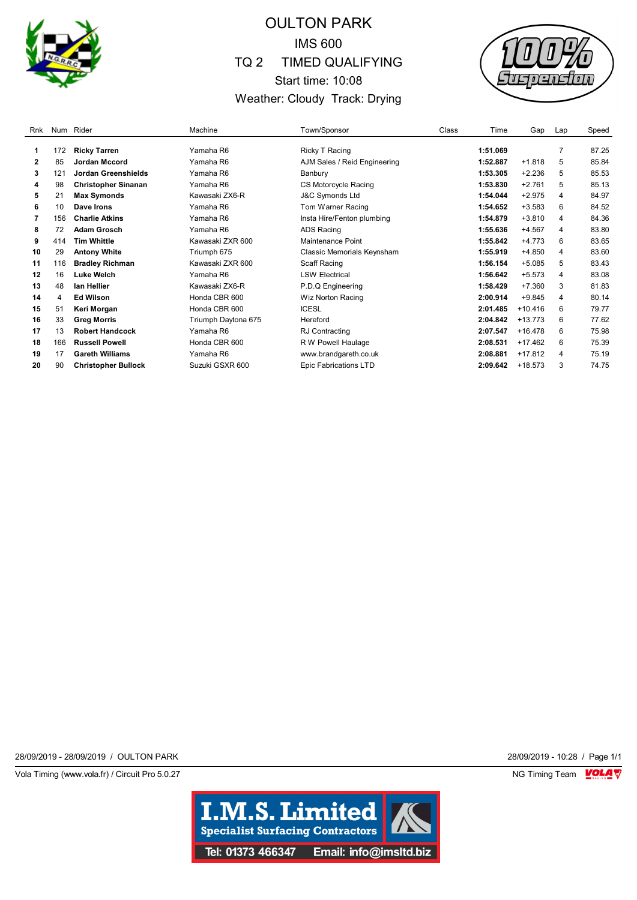# OULTON PARK

## IMS 600

## TQ 2 TIMED QUALIFYING

Start time: 10:08

Weather: Cloudy Track: Drying

| Rnk | Num | Rider | Machine | Town/Sponsor | Class | Time | Gap | Lap | Speed |
|---|---|---|---|---|---|---|---|---|---|
| **1** | 172 | **Ricky Tarren** | Yamaha R6 | Ricky T Racing | | **1:51.069** | | 7 | 87.25 |
| **2** | 85 | **Jordan Mccord** | Yamaha R6 | AJM Sales / Reid Engineering | | **1:52.887** | +1.818 | 5 | 85.84 |
| **3** | 121 | **Jordan Greenshields** | Yamaha R6 | Banbury | | **1:53.305** | +2.236 | 5 | 85.53 |
| **4** | 98 | **Christopher Sinanan** | Yamaha R6 | CS Motorcycle Racing | | **1:53.830** | +2.761 | 5 | 85.13 |
| **5** | 21 | **Max Symonds** | Kawasaki ZX6-R | J&C Symonds Ltd | | **1:54.044** | +2.975 | 4 | 84.97 |
| **6** | 10 | **Dave Irons** | Yamaha R6 | Tom Warner Racing | | **1:54.652** | +3.583 | 6 | 84.52 |
| **7** | 156 | **Charlie Atkins** | Yamaha R6 | Insta Hire/Fenton plumbing | | **1:54.879** | +3.810 | 4 | 84.36 |
| **8** | 72 | **Adam Grosch** | Yamaha R6 | ADS Racing | | **1:55.636** | +4.567 | 4 | 83.80 |
| **9** | 414 | **Tim Whittle** | Kawasaki ZXR 600 | Maintenance Point | | **1:55.842** | +4.773 | 6 | 83.65 |
| **10** | 29 | **Antony White** | Triumph 675 | Classic Memorials Keynsham | | **1:55.919** | +4.850 | 4 | 83.60 |
| **11** | 116 | **Bradley Richman** | Kawasaki ZXR 600 | Scaff Racing | | **1:56.154** | +5.085 | 5 | 83.43 |
| **12** | 16 | **Luke Welch** | Yamaha R6 | LSW Electrical | | **1:56.642** | +5.573 | 4 | 83.08 |
| **13** | 48 | **Ian Hellier** | Kawasaki ZX6-R | P.D.Q Engineering | | **1:58.429** | +7.360 | 3 | 81.83 |
| **14** | 4 | **Ed Wilson** | Honda CBR 600 | Wiz Norton Racing | | **2:00.914** | +9.845 | 4 | 80.14 |
| **15** | 51 | **Keri Morgan** | Honda CBR 600 | ICESL | | **2:01.485** | +10.416 | 6 | 79.77 |
| **16** | 33 | **Greg Morris** | Triumph Daytona 675 | Hereford | | **2:04.842** | +13.773 | 6 | 77.62 |
| **17** | 13 | **Robert Handcock** | Yamaha R6 | RJ Contracting | | **2:07.547** | +16.478 | 6 | 75.98 |
| **18** | 166 | **Russell Powell** | Honda CBR 600 | R W Powell Haulage | | **2:08.531** | +17.462 | 6 | 75.39 |
| **19** | 17 | **Gareth Williams** | Yamaha R6 | www.brandgareth.co.uk | | **2:08.881** | +17.812 | 4 | 75.19 |
| **20** | 90 | **Christopher Bullock** | Suzuki GSXR 600 | Epic Fabrications LTD | | **2:09.642** | +18.573 | 3 | 74.75 |

28/09/2019 - 28/09/2019 / OULTON PARK

28/09/2019 - 10:28

Vola Timing (www.vola.fr) / Circuit Pro 5.0.27

NG Timing Team

**I.M.S. Limited**
**Specialist Surfacing Contractors**
Tel: 01373 466347 Email: info@imsltd.biz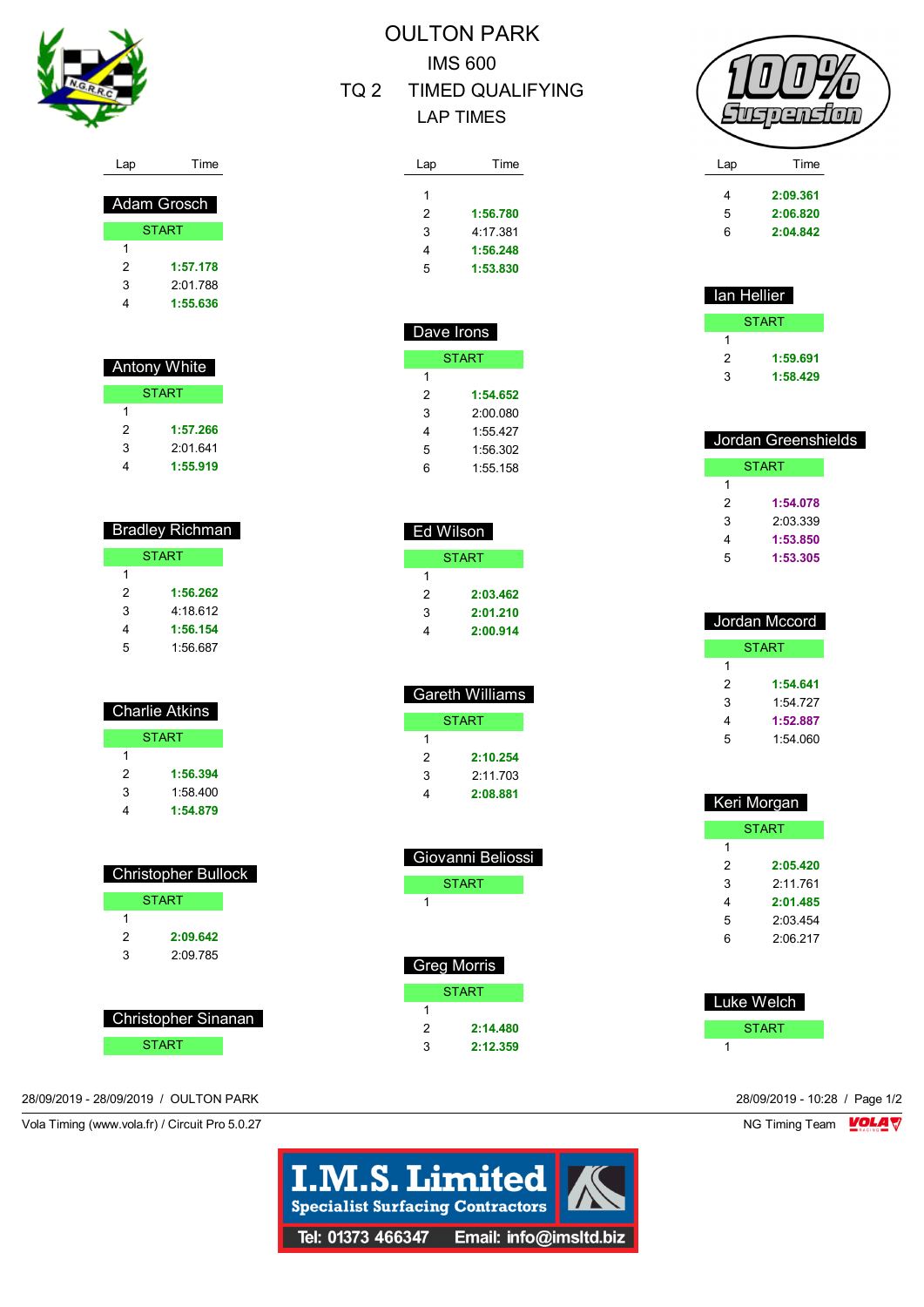# OULTON PARK

## IMS 600

## TQ 2 TIMED QUALIFYING

## LAP TIMES

### Adam Grosch

| Lap | Time |
|---|---|
| START | |
| 1 | |
| 2 | **1:57.178** |
| 3 | 2:01.788 |
| 4 | **1:55.636** |
| 1 | |
| 2 | **1:56.780** |
| 3 | 4:17.381 |
| 4 | **1:56.248** |
| 5 | **1:53.830** |

### Antony White

| Lap | Time |
|---|---|
| START | |
| 1 | |
| 2 | **1:57.266** |
| 3 | 2:01.641 |
| 4 | **1:55.919** |

### Bradley Richman

| Lap | Time |
|---|---|
| START | |
| 1 | |
| 2 | **1:56.262** |
| 3 | 4:18.612 |
| 4 | **1:56.154** |
| 5 | 1:56.687 |

### Charlie Atkins

| Lap | Time |
|---|---|
| START | |
| 1 | |
| 2 | **1:56.394** |
| 3 | 1:58.400 |
| 4 | **1:54.879** |

### Christopher Bullock

| Lap | Time |
|---|---|
| START | |
| 1 | |
| 2 | **2:09.642** |
| 3 | 2:09.785 |

### Christopher Sinanan

| Lap | Time |
|---|---|
| START | |
| 4 | **2:09.361** |
| 5 | **2:06.820** |
| 6 | **2:04.842** |

### Dave Irons

| Lap | Time |
|---|---|
| START | |
| 1 | |
| 2 | **1:54.652** |
| 3 | 2:00.080 |
| 4 | 1:55.427 |
| 5 | 1:56.302 |
| 6 | 1:55.158 |

### Ed Wilson

| Lap | Time |
|---|---|
| START | |
| 1 | |
| 2 | **2:03.462** |
| 3 | **2:01.210** |
| 4 | **2:00.914** |

### Gareth Williams

| Lap | Time |
|---|---|
| START | |
| 1 | |
| 2 | **2:10.254** |
| 3 | 2:11.703 |
| 4 | **2:08.881** |

### Giovanni Beliossi

| Lap | Time |
|---|---|
| START | |
| 1 | |

### Greg Morris

| Lap | Time |
|---|---|
| START | |
| 1 | |
| 2 | **2:14.480** |
| 3 | **2:12.359** |

### Ian Hellier

| Lap | Time |
|---|---|
| START | |
| 1 | |
| 2 | **1:59.691** |
| 3 | **1:58.429** |

### Jordan Greenshields

| Lap | Time |
|---|---|
| START | |
| 1 | |
| 2 | **1:54.078** |
| 3 | 2:03.339 |
| 4 | **1:53.850** |
| 5 | **1:53.305** |

### Jordan Mccord

| Lap | Time |
|---|---|
| START | |
| 1 | |
| 2 | **1:54.641** |
| 3 | 1:54.727 |
| 4 | **1:52.887** |
| 5 | 1:54.060 |

### Keri Morgan

| Lap | Time |
|---|---|
| START | |
| 1 | |
| 2 | **2:05.420** |
| 3 | 2:11.761 |
| 4 | **2:01.485** |
| 5 | 2:03.454 |
| 6 | 2:06.217 |

### Luke Welch

| Lap | Time |
|---|---|
| START | |
| 1 | |

28/09/2019 - 28/09/2019 / OULTON PARK

28/09/2019 - 10:28

Vola Timing (www.vola.fr) / Circuit Pro 5.0.27

NG Timing Team

**I.M.S. Limited**
**Specialist Surfacing Contractors**
Tel: 01373 466347 Email: info@imsltd.biz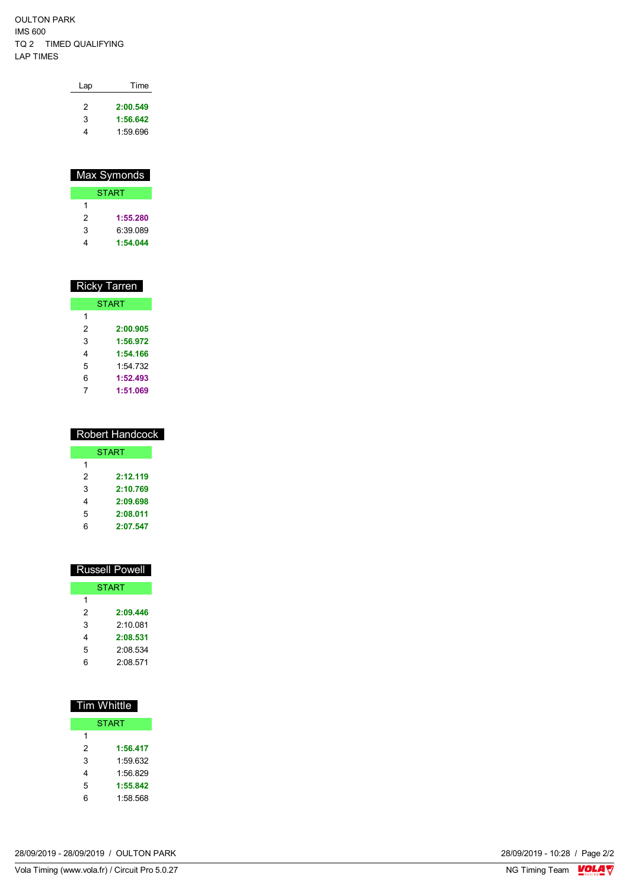OULTON PARK
IMS 600
TQ 2 TIMED QUALIFYING
LAP TIMES

| Lap | Time |
|---|---|
| 2 | **2:00.549** |
| 3 | **1:56.642** |
| 4 | 1:59.696 |

## Max Symonds

| Lap | Time |
|---|---|
| START | |
| 1 | |
| 2 | **1:55.280** |
| 3 | 6:39.089 |
| 4 | **1:54.044** |

## Ricky Tarren

| Lap | Time |
|---|---|
| START | |
| 1 | |
| 2 | **2:00.905** |
| 3 | **1:56.972** |
| 4 | **1:54.166** |
| 5 | 1:54.732 |
| 6 | **1:52.493** |
| 7 | **1:51.069** |

## Robert Handcock

| Lap | Time |
|---|---|
| START | |
| 1 | |
| 2 | **2:12.119** |
| 3 | **2:10.769** |
| 4 | **2:09.698** |
| 5 | **2:08.011** |
| 6 | **2:07.547** |

## Russell Powell

| Lap | Time |
|---|---|
| START | |
| 1 | |
| 2 | **2:09.446** |
| 3 | 2:10.081 |
| 4 | **2:08.531** |
| 5 | 2:08.534 |
| 6 | 2:08.571 |

## Tim Whittle

| Lap | Time |
|---|---|
| START | |
| 1 | |
| 2 | **1:56.417** |
| 3 | 1:59.632 |
| 4 | 1:56.829 |
| 5 | **1:55.842** |
| 6 | 1:58.568 |

28/09/2019 - 28/09/2019 / OULTON PARK

28/09/2019 - 10:28

Vola Timing (www.vola.fr) / Circuit Pro 5.0.27

NG Timing Team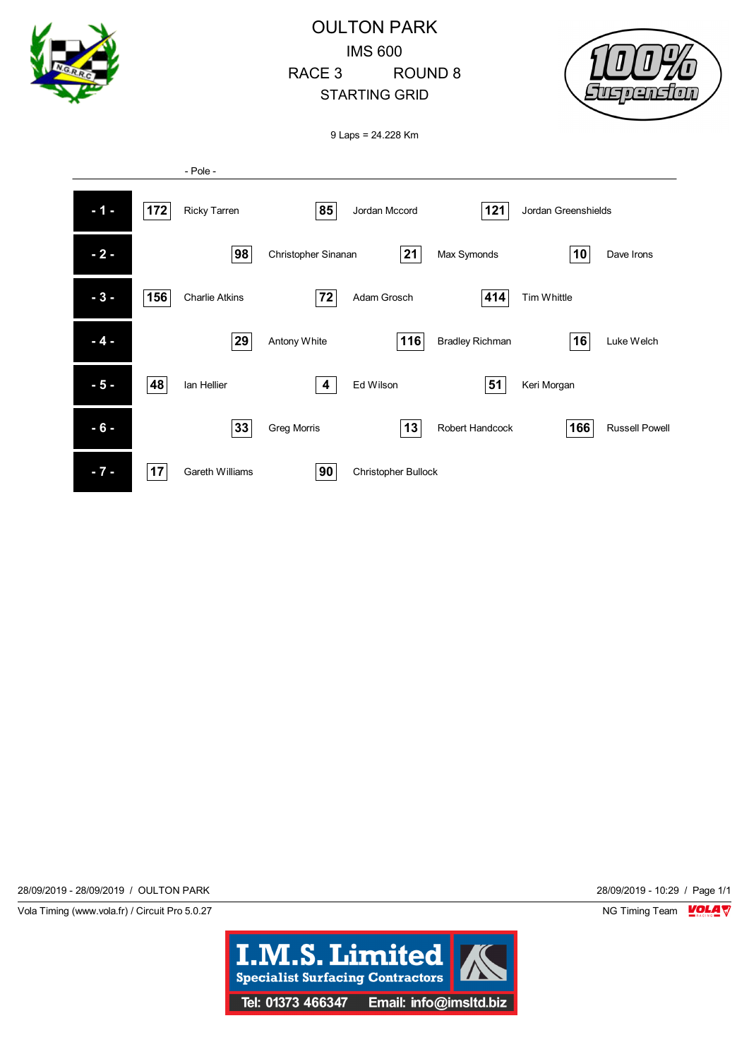# OULTON PARK

IMS 600

RACE 3 ROUND 8

STARTING GRID

9 Laps = 24.228 Km

- Pole -

| Row | No. | Rider | No. | Rider | No. | Rider |
|---|---|---|---|---|---|---|
| - 1 - | 172 | Ricky Tarren | 85 | Jordan Mccord | 121 | Jordan Greenshields |
| - 2 - | 98 | Christopher Sinanan | 21 | Max Symonds | 10 | Dave Irons |
| - 3 - | 156 | Charlie Atkins | 72 | Adam Grosch | 414 | Tim Whittle |
| - 4 - | 29 | Antony White | 116 | Bradley Richman | 16 | Luke Welch |
| - 5 - | 48 | Ian Hellier | 4 | Ed Wilson | 51 | Keri Morgan |
| - 6 - | 33 | Greg Morris | 13 | Robert Handcock | 166 | Russell Powell |
| - 7 - | 17 | Gareth Williams | 90 | Christopher Bullock | | |

28/09/2019 - 28/09/2019 / OULTON PARK

28/09/2019 - 10:29

Vola Timing (www.vola.fr) / Circuit Pro 5.0.27

NG Timing Team

I.M.S. Limited
Specialist Surfacing Contractors
Tel: 01373 466347 Email: info@imsltd.biz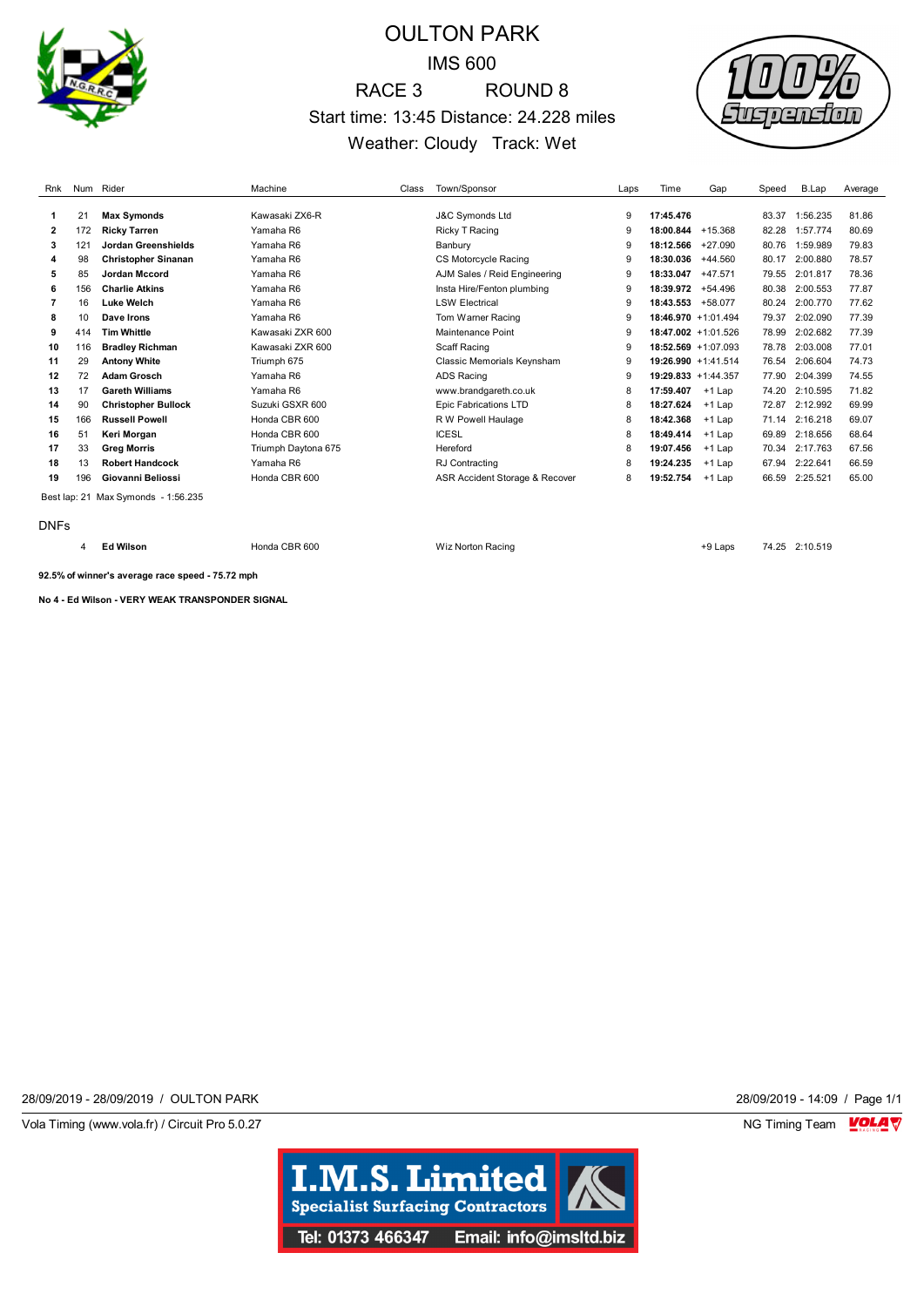# OULTON PARK

## IMS 600

## RACE 3 ROUND 8

Start time: 13:45 Distance: 24.228 miles

Weather: Cloudy Track: Wet

| Rnk | Num | Rider | Machine | Class | Town/Sponsor | Laps | Time | Gap | Speed | B.Lap | Average |
|---|---|---|---|---|---|---|---|---|---|---|---|
| 1 | 21 | **Max Symonds** | Kawasaki ZX6-R | | J&C Symonds Ltd | 9 | **17:45.476** | | 83.37 | 1:56.235 | 81.86 |
| 2 | 172 | **Ricky Tarren** | Yamaha R6 | | Ricky T Racing | 9 | **18:00.844** | +15.368 | 82.28 | 1:57.774 | 80.69 |
| 3 | 121 | **Jordan Greenshields** | Yamaha R6 | | Banbury | 9 | **18:12.566** | +27.090 | 80.76 | 1:59.989 | 79.83 |
| 4 | 98 | **Christopher Sinanan** | Yamaha R6 | | CS Motorcycle Racing | 9 | **18:30.036** | +44.560 | 80.17 | 2:00.880 | 78.57 |
| 5 | 85 | **Jordan Mccord** | Yamaha R6 | | AJM Sales / Reid Engineering | 9 | **18:33.047** | +47.571 | 79.55 | 2:01.817 | 78.36 |
| 6 | 156 | **Charlie Atkins** | Yamaha R6 | | Insta Hire/Fenton plumbing | 9 | **18:39.972** | +54.496 | 80.38 | 2:00.553 | 77.87 |
| 7 | 16 | **Luke Welch** | Yamaha R6 | | LSW Electrical | 9 | **18:43.553** | +58.077 | 80.24 | 2:00.770 | 77.62 |
| 8 | 10 | **Dave Irons** | Yamaha R6 | | Tom Warner Racing | 9 | **18:46.970** | +1:01.494 | 79.37 | 2:02.090 | 77.39 |
| 9 | 414 | **Tim Whittle** | Kawasaki ZXR 600 | | Maintenance Point | 9 | **18:47.002** | +1:01.526 | 78.99 | 2:02.682 | 77.39 |
| 10 | 116 | **Bradley Richman** | Kawasaki ZXR 600 | | Scaff Racing | 9 | **18:52.569** | +1:07.093 | 78.78 | 2:03.008 | 77.01 |
| 11 | 29 | **Antony White** | Triumph 675 | | Classic Memorials Keynsham | 9 | **19:26.990** | +1:41.514 | 76.54 | 2:06.604 | 74.73 |
| 12 | 72 | **Adam Grosch** | Yamaha R6 | | ADS Racing | 9 | **19:29.833** | +1:44.357 | 77.90 | 2:04.399 | 74.55 |
| 13 | 17 | **Gareth Williams** | Yamaha R6 | | www.brandgareth.co.uk | 8 | **17:59.407** | +1 Lap | 74.20 | 2:10.595 | 71.82 |
| 14 | 90 | **Christopher Bullock** | Suzuki GSXR 600 | | Epic Fabrications LTD | 8 | **18:27.624** | +1 Lap | 72.87 | 2:12.992 | 69.99 |
| 15 | 166 | **Russell Powell** | Honda CBR 600 | | R W Powell Haulage | 8 | **18:42.368** | +1 Lap | 71.14 | 2:16.218 | 69.07 |
| 16 | 51 | **Keri Morgan** | Honda CBR 600 | | ICESL | 8 | **18:49.414** | +1 Lap | 69.89 | 2:18.656 | 68.64 |
| 17 | 33 | **Greg Morris** | Triumph Daytona 675 | | Hereford | 8 | **19:07.456** | +1 Lap | 70.34 | 2:17.763 | 67.56 |
| 18 | 13 | **Robert Handcock** | Yamaha R6 | | RJ Contracting | 8 | **19:24.235** | +1 Lap | 67.94 | 2:22.641 | 66.59 |
| 19 | 196 | **Giovanni Beliossi** | Honda CBR 600 | | ASR Accident Storage & Recover | 8 | **19:52.754** | +1 Lap | 66.59 | 2:25.521 | 65.00 |

Best lap: 21 Max Symonds - 1:56.235

## DNFs

| Rnk | Num | Rider | Machine | Class | Town/Sponsor | Laps | Time | Gap | Speed | B.Lap | Average |
|---|---|---|---|---|---|---|---|---|---|---|---|
| | 4 | **Ed Wilson** | Honda CBR 600 | | Wiz Norton Racing | | | +9 Laps | 74.25 | 2:10.519 | |

**92.5% of winner's average race speed - 75.72 mph**

**No 4 - Ed Wilson - VERY WEAK TRANSPONDER SIGNAL**

28/09/2019 - 28/09/2019 / OULTON PARK

28/09/2019 - 14:09 / Page 1/1

Vola Timing (www.vola.fr) / Circuit Pro 5.0.27

NG Timing Team

I.M.S. Limited
Specialist Surfacing Contractors
Tel: 01373 466347 Email: info@imsltd.biz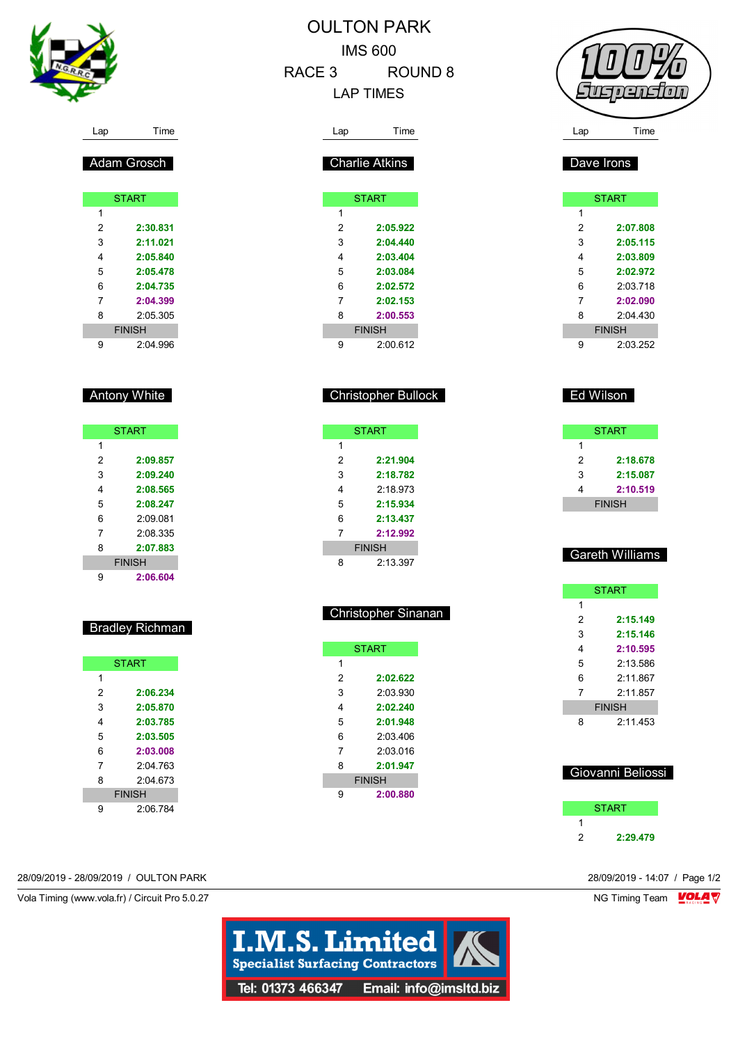# OULTON PARK

IMS 600

RACE 3 ROUND 8

LAP TIMES

## Adam Grosch

| Lap | Time |
|---|---|
| START | |
| 1 | |
| 2 | **2:30.831** |
| 3 | **2:11.021** |
| 4 | **2:05.840** |
| 5 | **2:05.478** |
| 6 | **2:04.735** |
| 7 | **2:04.399** |
| 8 | 2:05.305 |
| FINISH | |
| 9 | 2:04.996 |

## Antony White

| Lap | Time |
|---|---|
| START | |
| 1 | |
| 2 | **2:09.857** |
| 3 | **2:09.240** |
| 4 | **2:08.565** |
| 5 | **2:08.247** |
| 6 | 2:09.081 |
| 7 | 2:08.335 |
| 8 | **2:07.883** |
| FINISH | |
| 9 | **2:06.604** |

## Bradley Richman

| Lap | Time |
|---|---|
| START | |
| 1 | |
| 2 | **2:06.234** |
| 3 | **2:05.870** |
| 4 | **2:03.785** |
| 5 | **2:03.505** |
| 6 | **2:03.008** |
| 7 | 2:04.763 |
| 8 | 2:04.673 |
| FINISH | |
| 9 | 2:06.784 |

## Charlie Atkins

| Lap | Time |
|---|---|
| START | |
| 1 | |
| 2 | **2:05.922** |
| 3 | **2:04.440** |
| 4 | **2:03.404** |
| 5 | **2:03.084** |
| 6 | **2:02.572** |
| 7 | **2:02.153** |
| 8 | **2:00.553** |
| FINISH | |
| 9 | 2:00.612 |

## Christopher Bullock

| Lap | Time |
|---|---|
| START | |
| 1 | |
| 2 | **2:21.904** |
| 3 | **2:18.782** |
| 4 | 2:18.973 |
| 5 | **2:15.934** |
| 6 | **2:13.437** |
| 7 | **2:12.992** |
| FINISH | |
| 8 | 2:13.397 |

## Christopher Sinanan

| Lap | Time |
|---|---|
| START | |
| 1 | |
| 2 | **2:02.622** |
| 3 | 2:03.930 |
| 4 | **2:02.240** |
| 5 | **2:01.948** |
| 6 | 2:03.406 |
| 7 | 2:03.016 |
| 8 | **2:01.947** |
| FINISH | |
| 9 | **2:00.880** |

## Dave Irons

| Lap | Time |
|---|---|
| START | |
| 1 | |
| 2 | **2:07.808** |
| 3 | **2:05.115** |
| 4 | **2:03.809** |
| 5 | **2:02.972** |
| 6 | 2:03.718 |
| 7 | **2:02.090** |
| 8 | 2:04.430 |
| FINISH | |
| 9 | 2:03.252 |

## Ed Wilson

| Lap | Time |
|---|---|
| START | |
| 1 | |
| 2 | **2:18.678** |
| 3 | **2:15.087** |
| 4 | **2:10.519** |
| FINISH | |

## Gareth Williams

| Lap | Time |
|---|---|
| START | |
| 1 | |
| 2 | **2:15.149** |
| 3 | **2:15.146** |
| 4 | **2:10.595** |
| 5 | 2:13.586 |
| 6 | 2:11.867 |
| 7 | 2:11.857 |
| FINISH | |
| 8 | 2:11.453 |

## Giovanni Beliossi

| Lap | Time |
|---|---|
| START | |
| 1 | |
| 2 | **2:29.479** |

28/09/2019 - 28/09/2019 / OULTON PARK

28/09/2019 - 14:07

Vola Timing (www.vola.fr) / Circuit Pro 5.0.27

NG Timing Team

I.M.S. Limited
Specialist Surfacing Contractors
Tel: 01373 466347 Email: info@imsltd.biz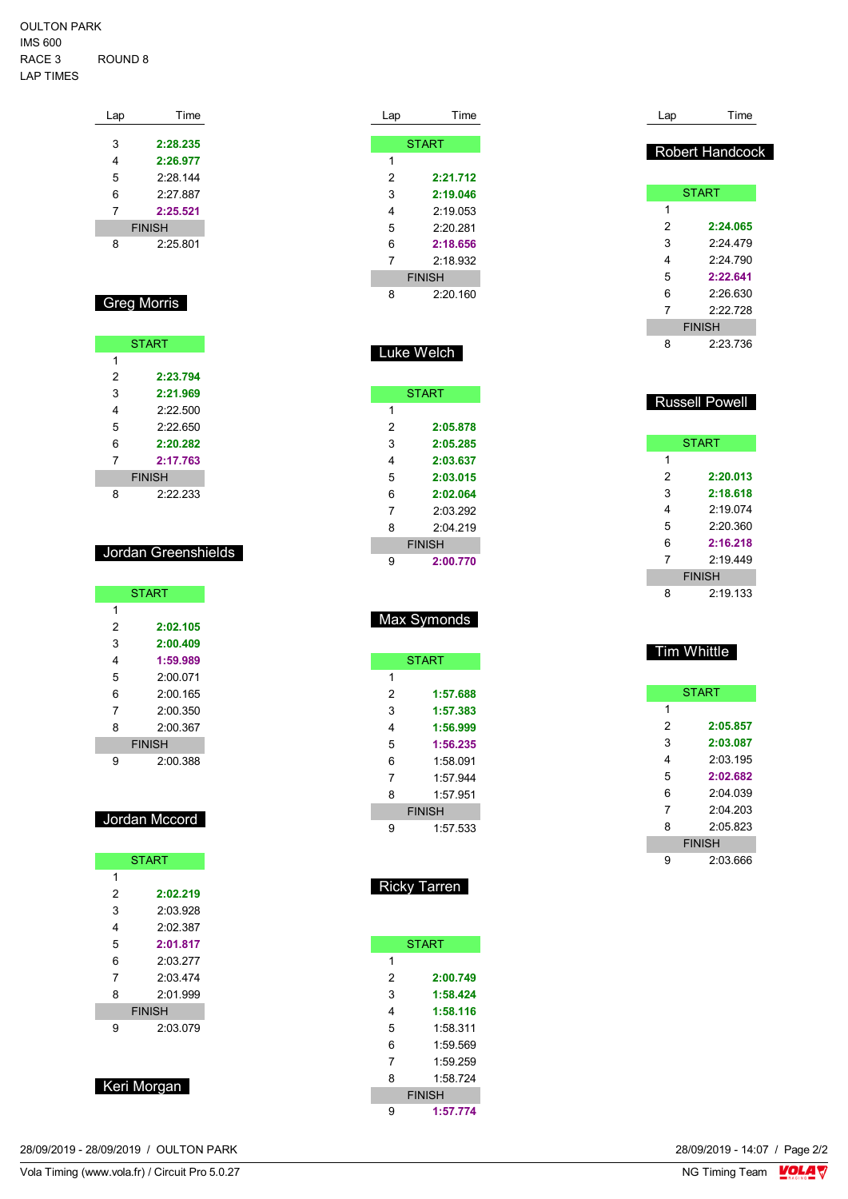OULTON PARK
IMS 600
RACE 3 ROUND 8
LAP TIMES

| Lap | Time |
|---|---|
| 3 | **2:28.235** |
| 4 | **2:26.977** |
| 5 | 2:28.144 |
| 6 | 2:27.887 |
| 7 | **2:25.521** |
| FINISH | |
| 8 | 2:25.801 |

## Greg Morris

| Lap | Time |
|---|---|
| START | |
| 1 | |
| 2 | **2:23.794** |
| 3 | **2:21.969** |
| 4 | 2:22.500 |
| 5 | 2:22.650 |
| 6 | **2:20.282** |
| 7 | **2:17.763** |
| FINISH | |
| 8 | 2:22.233 |

## Jordan Greenshields

| Lap | Time |
|---|---|
| START | |
| 1 | |
| 2 | **2:02.105** |
| 3 | **2:00.409** |
| 4 | **1:59.989** |
| 5 | 2:00.071 |
| 6 | 2:00.165 |
| 7 | 2:00.350 |
| 8 | 2:00.367 |
| FINISH | |
| 9 | 2:00.388 |

## Jordan Mccord

| Lap | Time |
|---|---|
| START | |
| 1 | |
| 2 | **2:02.219** |
| 3 | 2:03.928 |
| 4 | 2:02.387 |
| 5 | **2:01.817** |
| 6 | 2:03.277 |
| 7 | 2:03.474 |
| 8 | 2:01.999 |
| FINISH | |
| 9 | 2:03.079 |

## Keri Morgan

| Lap | Time |
|---|---|
| START | |
| 1 | |
| 2 | **2:21.712** |
| 3 | **2:19.046** |
| 4 | 2:19.053 |
| 5 | 2:20.281 |
| 6 | **2:18.656** |
| 7 | 2:18.932 |
| FINISH | |
| 8 | 2:20.160 |

## Luke Welch

| Lap | Time |
|---|---|
| START | |
| 1 | |
| 2 | **2:05.878** |
| 3 | **2:05.285** |
| 4 | **2:03.637** |
| 5 | **2:03.015** |
| 6 | **2:02.064** |
| 7 | 2:03.292 |
| 8 | 2:04.219 |
| FINISH | |
| 9 | **2:00.770** |

## Max Symonds

| Lap | Time |
|---|---|
| START | |
| 1 | |
| 2 | **1:57.688** |
| 3 | **1:57.383** |
| 4 | **1:56.999** |
| 5 | **1:56.235** |
| 6 | 1:58.091 |
| 7 | 1:57.944 |
| 8 | 1:57.951 |
| FINISH | |
| 9 | 1:57.533 |

## Ricky Tarren

| Lap | Time |
|---|---|
| START | |
| 1 | |
| 2 | **2:00.749** |
| 3 | **1:58.424** |
| 4 | **1:58.116** |
| 5 | 1:58.311 |
| 6 | 1:59.569 |
| 7 | 1:59.259 |
| 8 | 1:58.724 |
| FINISH | |
| 9 | **1:57.774** |

## Robert Handcock

| Lap | Time |
|---|---|
| START | |
| 1 | |
| 2 | **2:24.065** |
| 3 | 2:24.479 |
| 4 | 2:24.790 |
| 5 | **2:22.641** |
| 6 | 2:26.630 |
| 7 | 2:22.728 |
| FINISH | |
| 8 | 2:23.736 |

## Russell Powell

| Lap | Time |
|---|---|
| START | |
| 1 | |
| 2 | **2:20.013** |
| 3 | **2:18.618** |
| 4 | 2:19.074 |
| 5 | 2:20.360 |
| 6 | **2:16.218** |
| 7 | 2:19.449 |
| FINISH | |
| 8 | 2:19.133 |

## Tim Whittle

| Lap | Time |
|---|---|
| START | |
| 1 | |
| 2 | **2:05.857** |
| 3 | **2:03.087** |
| 4 | 2:03.195 |
| 5 | **2:02.682** |
| 6 | 2:04.039 |
| 7 | 2:04.203 |
| 8 | 2:05.823 |
| FINISH | |
| 9 | 2:03.666 |

28/09/2019 - 28/09/2019 / OULTON PARK
28/09/2019 - 14:07
Vola Timing (www.vola.fr) / Circuit Pro 5.0.27
NG Timing Team